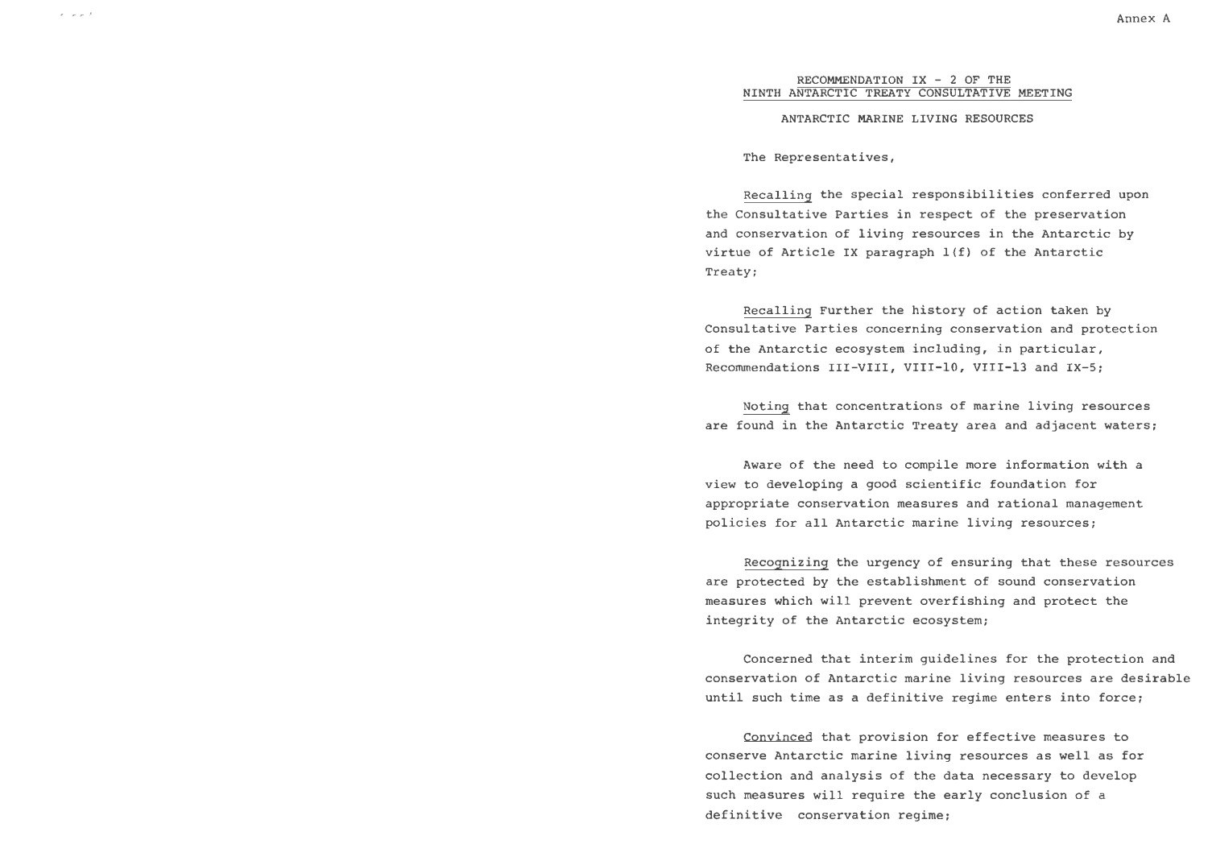Annex A

## RECOMMENDATION IX - 2 OF THE NINTH ANTARCTIC TREATY CONSULTATIVE MEETING

### ANTARCTIC MARINE LIVING RESOURCES

The Representatives,

Recalling the special responsibilities conferred upon the Consultative Parties in respect of the preservation and conservation of living resources in the Antarctic by virtue of Article IX paragraph 1(f) of the Antarctic Treaty;

Recalling Further the history of action taken by Consultative Parties concerning conservation and protection of the Antarctic ecosystem including, in particular, Recommendations III-VIII, VIII-10, VIII-13 and IX-5;

Noting that concentrations of marine living resources are found in the Antarctic Treaty area and adjacent waters;

Aware of the need to compile more information with a view to developing a good scientific foundation for appropriate conservation measures and rational management policies for all Antarctic marine living resources;

Recognizing the urgency of ensuring that these resources are protected by the establishment of sound conservation measures which will prevent overfishing and protect the integrity of the Antarctic ecosystem;

Concerned that interim guidelines for the protection and conservation of Antarctic marine living resources are desirable until such time as a definitive regime enters into force;

Convinced that provision for effective measures to conserve Antarctic marine living resources as well as for collection and analysis of the data necessary to develop such measures will require the early conclusion of a definitive conservation regime;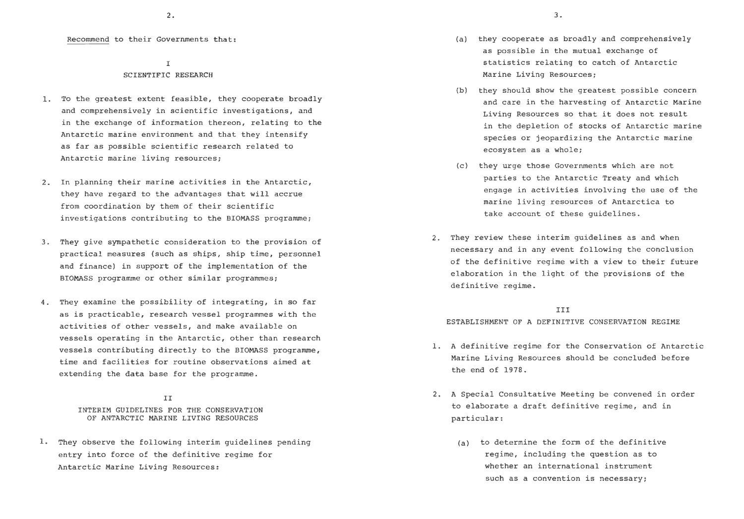Recommend to their Governments that:

## I
## SCIENTIFIC RESEARCH

1. To the greatest extent feasible, they cooperate broadly and comprehensively in scientific investigations, and in the exchange of information thereon, relating to the Antarctic marine environment and that they intensify as far as possible scientific research related to Antarctic marine living resources;

2. In planning their marine activities in the Antarctic, they have regard to the advantages that will accrue from coordination by them of their scientific investigations contributing to the BIOMASS programme;

3. They give sympathetic consideration to the provision of practical measures (such as ships, ship time, personnel and finance) in support of the implementation of the BIOMASS programme or other similar programmes;

4. They examine the possibility of integrating, in so far as is practicable, research vessel programmes with the activities of other vessels, and make available on vessels operating in the Antarctic, other than research vessels contributing directly to the BIOMASS programme, time and facilities for routine observations aimed at extending the data base for the programme.

## II
## INTERIM GUIDELINES FOR THE CONSERVATION OF ANTARCTIC MARINE LIVING RESOURCES

1. They observe the following interim guidelines pending entry into force of the definitive regime for Antarctic Marine Living Resources:

   (a) they cooperate as broadly and comprehensively as possible in the mutual exchange of statistics relating to catch of Antarctic Marine Living Resources;

   (b) they should show the greatest possible concern and care in the harvesting of Antarctic Marine Living Resources so that it does not result in the depletion of stocks of Antarctic marine species or jeopardizing the Antarctic marine ecosystem as a whole;

   (c) they urge those Governments which are not parties to the Antarctic Treaty and which engage in activities involving the use of the marine living resources of Antarctica to take account of these guidelines.

2. They review these interim guidelines as and when necessary and in any event following the conclusion of the definitive regime with a view to their future elaboration in the light of the provisions of the definitive regime.

## III
## ESTABLISHMENT OF A DEFINITIVE CONSERVATION REGIME

1. A definitive regime for the Conservation of Antarctic Marine Living Resources should be concluded before the end of 1978.

2. A Special Consultative Meeting be convened in order to elaborate a draft definitive regime, and in particular:

   (a) to determine the form of the definitive regime, including the question as to whether an international instrument such as a convention is necessary;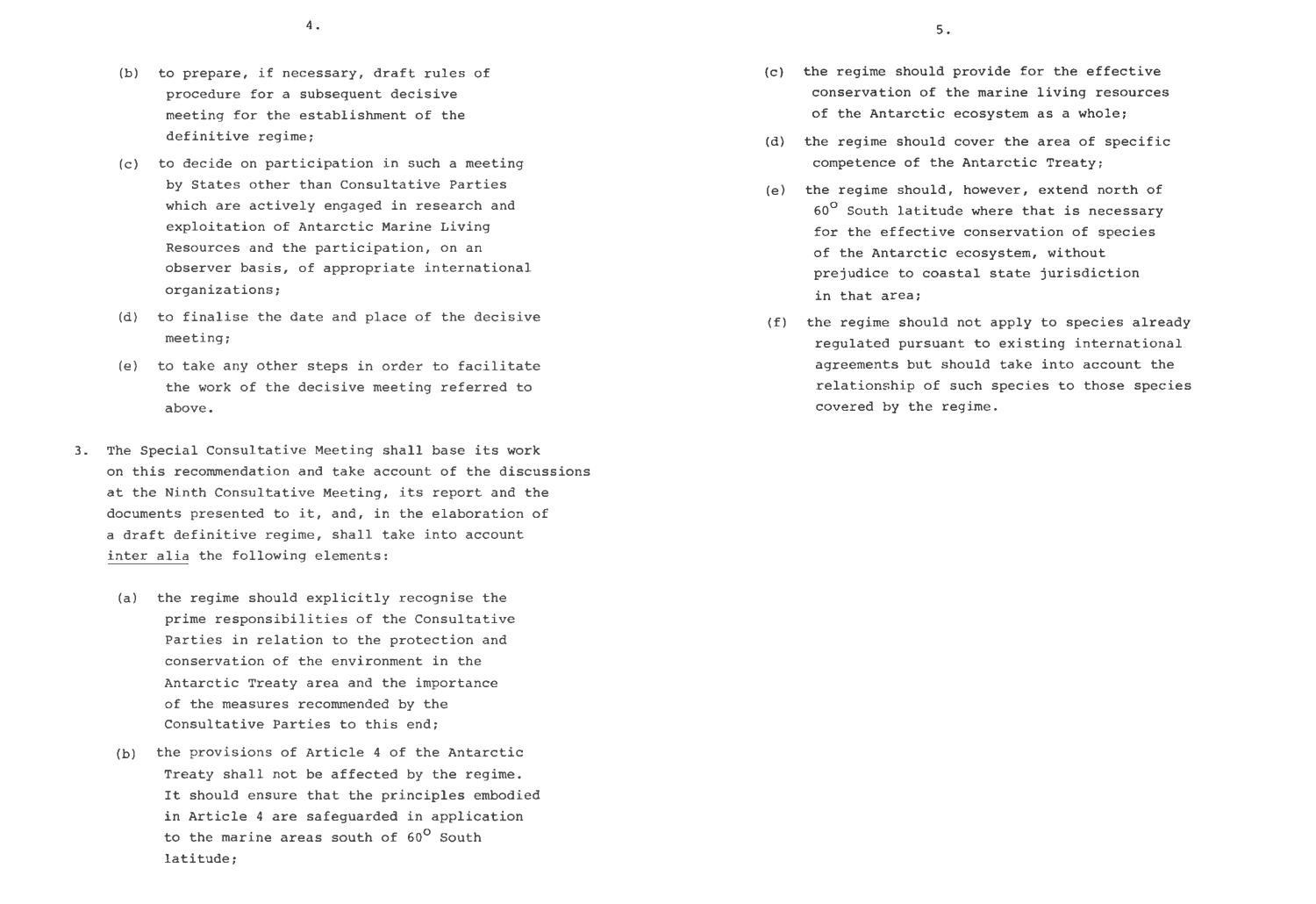(b) to prepare, if necessary, draft rules of procedure for a subsequent decisive meeting for the establishment of the definitive regime;

(c) to decide on participation in such a meeting by States other than Consultative Parties which are actively engaged in research and exploitation of Antarctic Marine Living Resources and the participation, on an observer basis, of appropriate international organizations;

(d) to finalise the date and place of the decisive meeting;

(e) to take any other steps in order to facilitate the work of the decisive meeting referred to above.

3. The Special Consultative Meeting shall base its work on this recommendation and take account of the discussions at the Ninth Consultative Meeting, its report and the documents presented to it, and, in the elaboration of a draft definitive regime, shall take into account *inter alia* the following elements:

(a) the regime should explicitly recognise the prime responsibilities of the Consultative Parties in relation to the protection and conservation of the environment in the Antarctic Treaty area and the importance of the measures recommended by the Consultative Parties to this end;

(b) the provisions of Article 4 of the Antarctic Treaty shall not be affected by the regime. It should ensure that the principles embodied in Article 4 are safeguarded in application to the marine areas south of $60^{\circ}$ South latitude;

(c) the regime should provide for the effective conservation of the marine living resources of the Antarctic ecosystem as a whole;

(d) the regime should cover the area of specific competence of the Antarctic Treaty;

(e) the regime should, however, extend north of $60^{\circ}$ South latitude where that is necessary for the effective conservation of species of the Antarctic ecosystem, without prejudice to coastal state jurisdiction in that area;

(f) the regime should not apply to species already regulated pursuant to existing international agreements but should take into account the relationship of such species to those species covered by the regime.